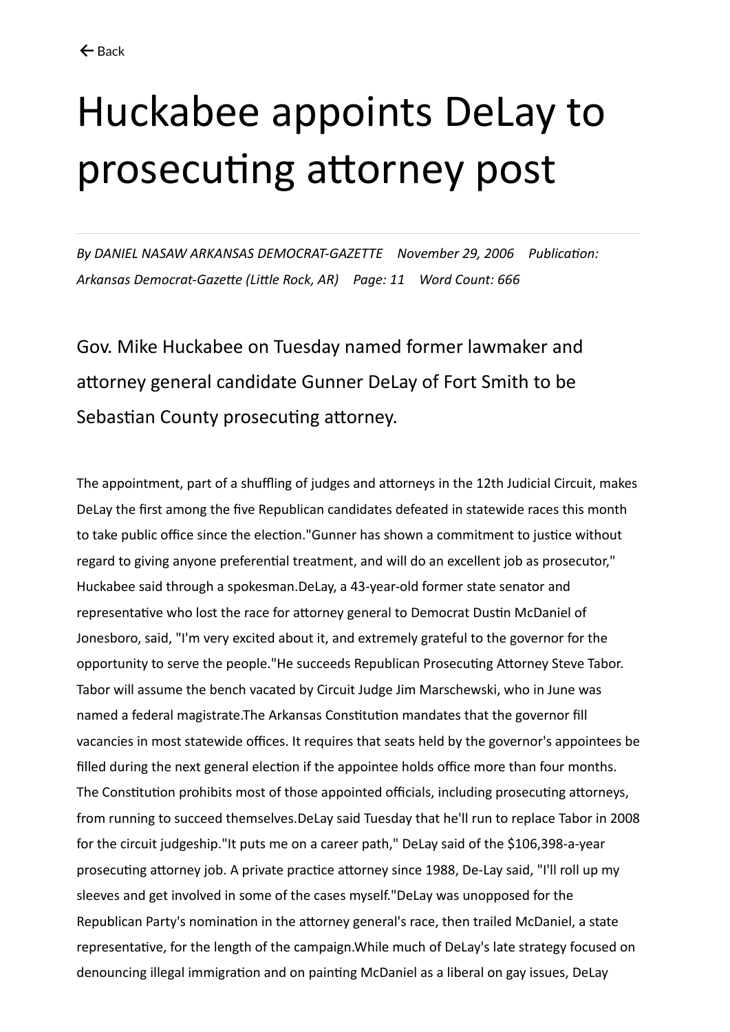← Back

# Huckabee appoints DeLay to prosecuting attorney post

*By DANIEL NASAW ARKANSAS DEMOCRAT-GAZETTE November 29, 2006 Publication: Arkansas Democrat-Gazette (Little Rock, AR) Page: 11 Word Count: 666*

Gov. Mike Huckabee on Tuesday named former lawmaker and attorney general candidate Gunner DeLay of Fort Smith to be Sebastian County prosecuting attorney.

The appointment, part of a shuffling of judges and attorneys in the 12th Judicial Circuit, makes DeLay the first among the five Republican candidates defeated in statewide races this month to take public office since the election."Gunner has shown a commitment to justice without regard to giving anyone preferential treatment, and will do an excellent job as prosecutor," Huckabee said through a spokesman.DeLay, a 43-year-old former state senator and representative who lost the race for attorney general to Democrat Dustin McDaniel of Jonesboro, said, "I'm very excited about it, and extremely grateful to the governor for the opportunity to serve the people."He succeeds Republican Prosecuting Attorney Steve Tabor. Tabor will assume the bench vacated by Circuit Judge Jim Marschewski, who in June was named a federal magistrate.The Arkansas Constitution mandates that the governor fill vacancies in most statewide offices. It requires that seats held by the governor's appointees be filled during the next general election if the appointee holds office more than four months. The Constitution prohibits most of those appointed officials, including prosecuting attorneys, from running to succeed themselves.DeLay said Tuesday that he'll run to replace Tabor in 2008 for the circuit judgeship."It puts me on a career path," DeLay said of the $106,398-a-year prosecuting attorney job. A private practice attorney since 1988, De-Lay said, "I'll roll up my sleeves and get involved in some of the cases myself."DeLay was unopposed for the Republican Party's nomination in the attorney general's race, then trailed McDaniel, a state representative, for the length of the campaign.While much of DeLay's late strategy focused on denouncing illegal immigration and on painting McDaniel as a liberal on gay issues, DeLay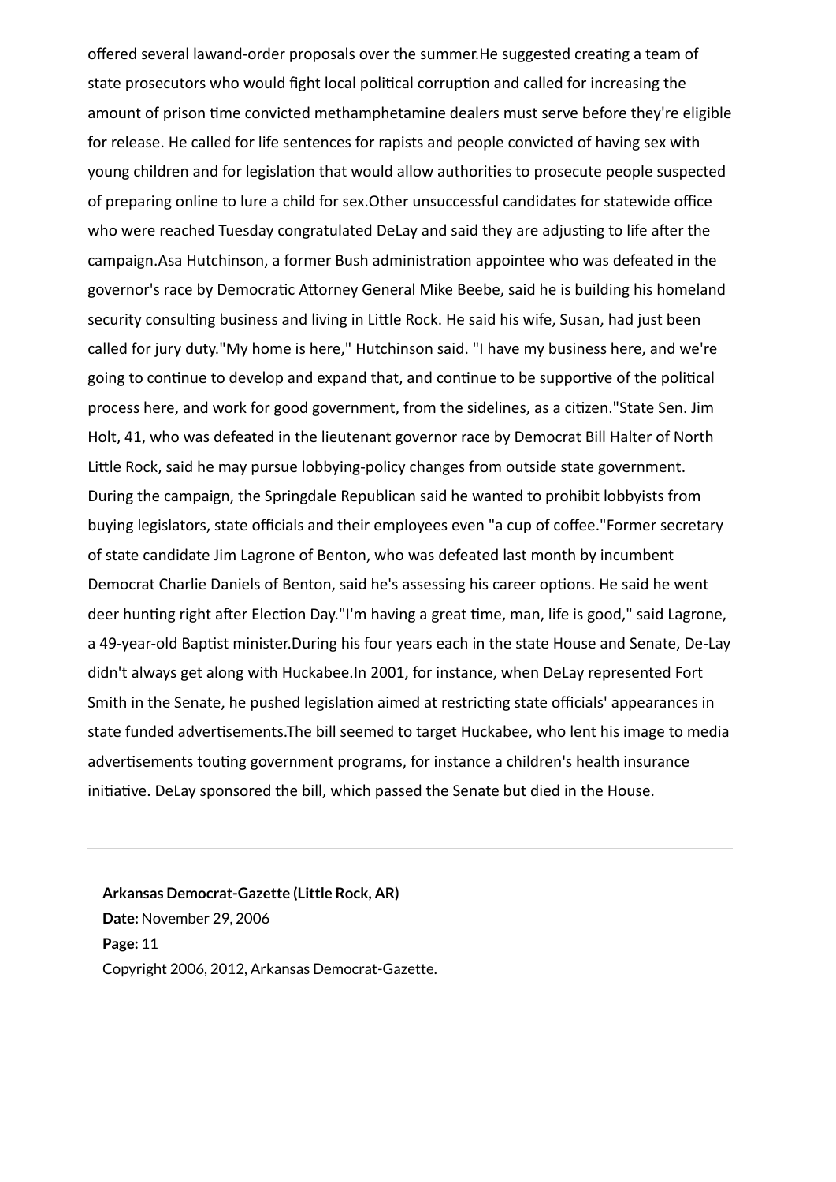offered several lawand-order proposals over the summer.He suggested creating a team of state prosecutors who would fight local political corruption and called for increasing the amount of prison time convicted methamphetamine dealers must serve before they're eligible for release. He called for life sentences for rapists and people convicted of having sex with young children and for legislation that would allow authorities to prosecute people suspected of preparing online to lure a child for sex.Other unsuccessful candidates for statewide office who were reached Tuesday congratulated DeLay and said they are adjusting to life after the campaign.Asa Hutchinson, a former Bush administration appointee who was defeated in the governor's race by Democratic Attorney General Mike Beebe, said he is building his homeland security consulting business and living in Little Rock. He said his wife, Susan, had just been called for jury duty."My home is here," Hutchinson said. "I have my business here, and we're going to continue to develop and expand that, and continue to be supportive of the political process here, and work for good government, from the sidelines, as a citizen."State Sen. Jim Holt, 41, who was defeated in the lieutenant governor race by Democrat Bill Halter of North Little Rock, said he may pursue lobbying-policy changes from outside state government. During the campaign, the Springdale Republican said he wanted to prohibit lobbyists from buying legislators, state officials and their employees even "a cup of coffee."Former secretary of state candidate Jim Lagrone of Benton, who was defeated last month by incumbent Democrat Charlie Daniels of Benton, said he's assessing his career options. He said he went deer hunting right after Election Day."I'm having a great time, man, life is good," said Lagrone, a 49-year-old Baptist minister.During his four years each in the state House and Senate, De-Lay didn't always get along with Huckabee.In 2001, for instance, when DeLay represented Fort Smith in the Senate, he pushed legislation aimed at restricting state officials' appearances in state funded advertisements.The bill seemed to target Huckabee, who lent his image to media advertisements touting government programs, for instance a children's health insurance initiative. DeLay sponsored the bill, which passed the Senate but died in the House.

---

**Arkansas Democrat-Gazette (Little Rock, AR)**
**Date:** November 29, 2006
**Page:** 11
Copyright 2006, 2012, Arkansas Democrat-Gazette.